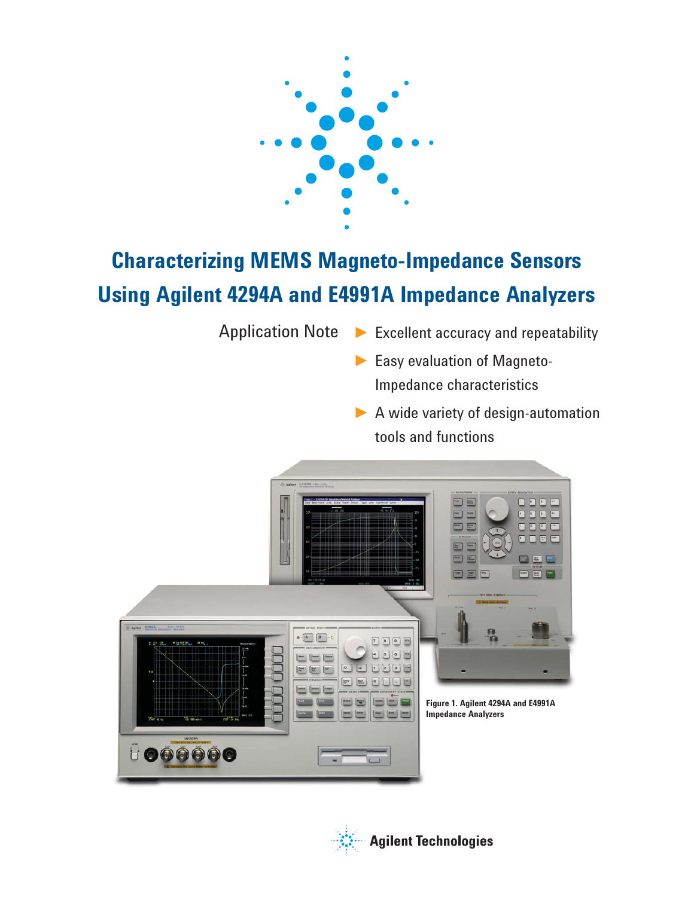# Characterizing MEMS Magneto-Impedance Sensors Using Agilent 4294A and E4991A Impedance Analyzers

Application Note

- Excellent accuracy and repeatability
- Easy evaluation of Magneto-Impedance characteristics
- A wide variety of design-automation tools and functions

Figure 1. Agilent 4294A and E4991A Impedance Analyzers

Agilent Technologies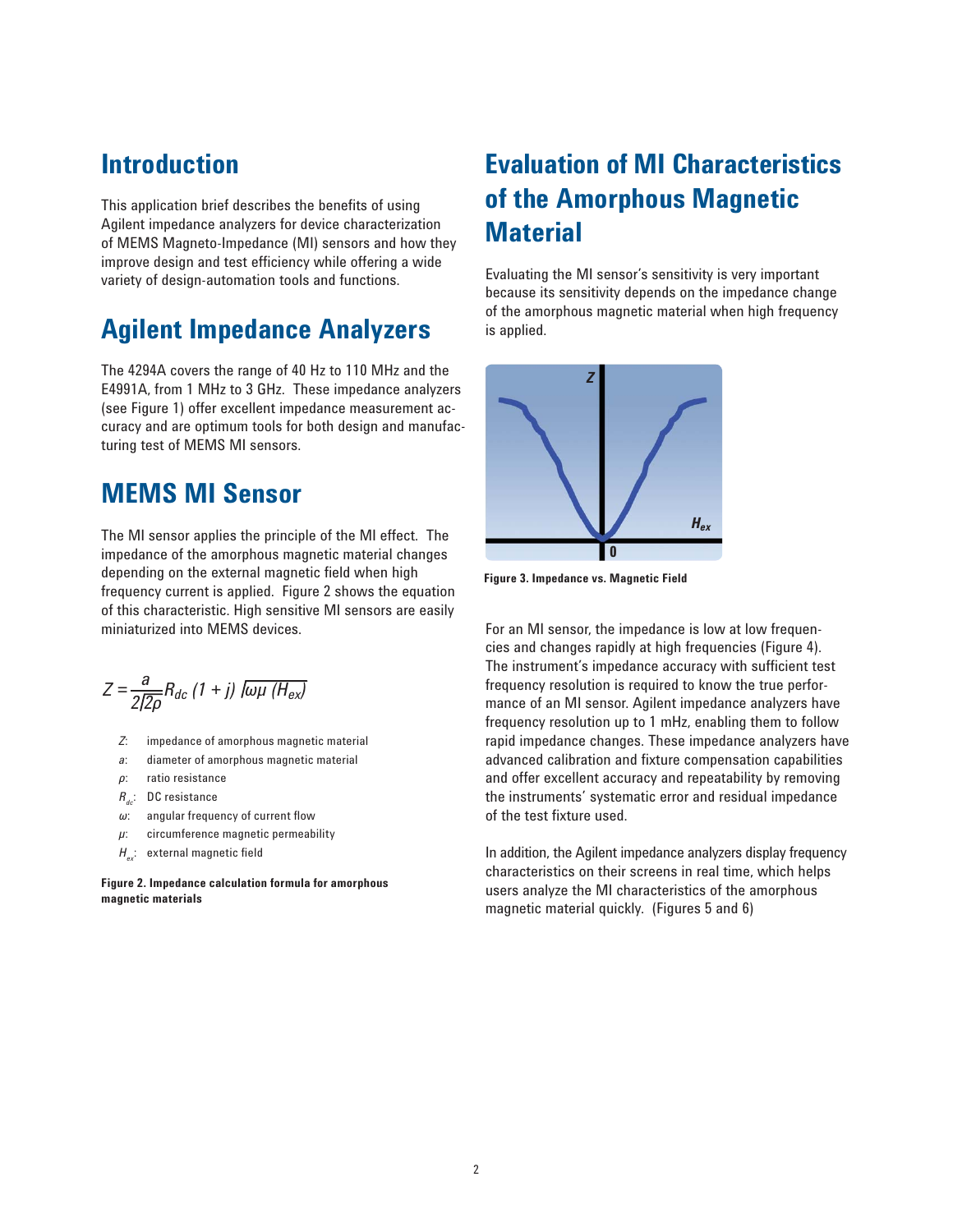## Introduction

This application brief describes the benefits of using Agilent impedance analyzers for device characterization of MEMS Magneto-Impedance (MI) sensors and how they improve design and test efficiency while offering a wide variety of design-automation tools and functions.

## Agilent Impedance Analyzers

The 4294A covers the range of 40 Hz to 110 MHz and the E4991A, from 1 MHz to 3 GHz. These impedance analyzers (see Figure 1) offer excellent impedance measurement accuracy and are optimum tools for both design and manufacturing test of MEMS MI sensors.

## MEMS MI Sensor

The MI sensor applies the principle of the MI effect. The impedance of the amorphous magnetic material changes depending on the external magnetic field when high frequency current is applied. Figure 2 shows the equation of this characteristic. High sensitive MI sensors are easily miniaturized into MEMS devices.

$$Z = \frac{a}{2\sqrt{2\rho}} R_{dc} \, (1 + j) \sqrt{\omega\mu \, (H_{ex})}$$

- $Z$: impedance of amorphous magnetic material
- $a$: diameter of amorphous magnetic material
- $\rho$: ratio resistance
- $R_{dc}$: DC resistance
- $\omega$: angular frequency of current flow
- $\mu$: circumference magnetic permeability
- $H_{ex}$: external magnetic field

**Figure 2. Impedance calculation formula for amorphous magnetic materials**

## Evaluation of MI Characteristics of the Amorphous Magnetic Material

Evaluating the MI sensor's sensitivity is very important because its sensitivity depends on the impedance change of the amorphous magnetic material when high frequency is applied.

**Figure 3. Impedance vs. Magnetic Field**

For an MI sensor, the impedance is low at low frequencies and changes rapidly at high frequencies (Figure 4). The instrument's impedance accuracy with sufficient test frequency resolution is required to know the true performance of an MI sensor. Agilent impedance analyzers have frequency resolution up to 1 mHz, enabling them to follow rapid impedance changes. These impedance analyzers have advanced calibration and fixture compensation capabilities and offer excellent accuracy and repeatability by removing the instruments' systematic error and residual impedance of the test fixture used.

In addition, the Agilent impedance analyzers display frequency characteristics on their screens in real time, which helps users analyze the MI characteristics of the amorphous magnetic material quickly. (Figures 5 and 6)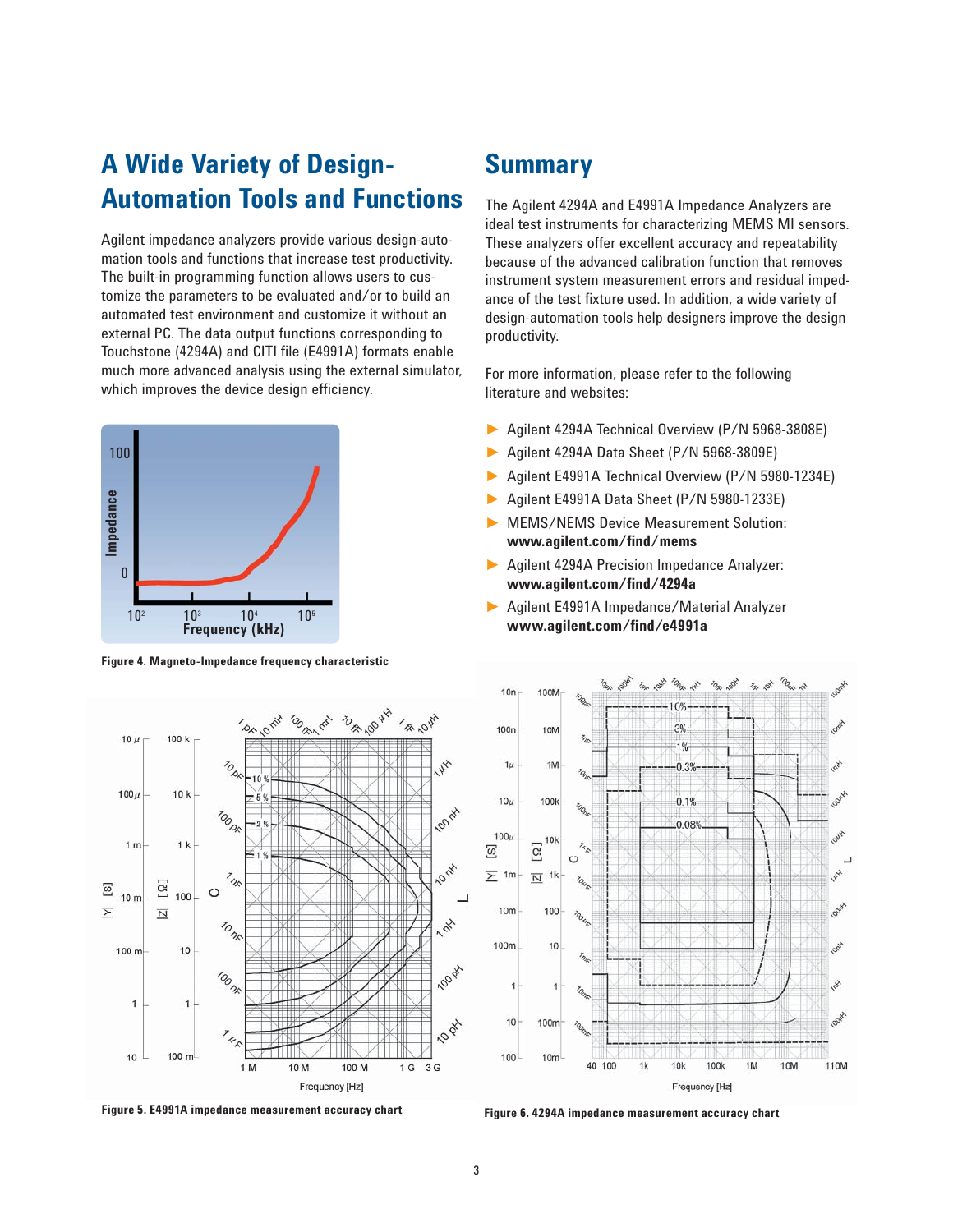## A Wide Variety of Design-Automation Tools and Functions

Agilent impedance analyzers provide various design-automation tools and functions that increase test productivity. The built-in programming function allows users to customize the parameters to be evaluated and/or to build an automated test environment and customize it without an external PC. The data output functions corresponding to Touchstone (4294A) and CITI file (E4991A) formats enable much more advanced analysis using the external simulator, which improves the device design efficiency.

**Figure 4. Magneto-Impedance frequency characteristic**

**Figure 5. E4991A impedance measurement accuracy chart**

## Summary

The Agilent 4294A and E4991A Impedance Analyzers are ideal test instruments for characterizing MEMS MI sensors. These analyzers offer excellent accuracy and repeatability because of the advanced calibration function that removes instrument system measurement errors and residual impedance of the test fixture used. In addition, a wide variety of design-automation tools help designers improve the design productivity.

For more information, please refer to the following literature and websites:

- Agilent 4294A Technical Overview (P/N 5968-3808E)
- Agilent 4294A Data Sheet (P/N 5968-3809E)
- Agilent E4991A Technical Overview (P/N 5980-1234E)
- Agilent E4991A Data Sheet (P/N 5980-1233E)
- MEMS/NEMS Device Measurement Solution: **www.agilent.com/find/mems**
- Agilent 4294A Precision Impedance Analyzer: **www.agilent.com/find/4294a**
- Agilent E4991A Impedance/Material Analyzer **www.agilent.com/find/e4991a**

**Figure 6. 4294A impedance measurement accuracy chart**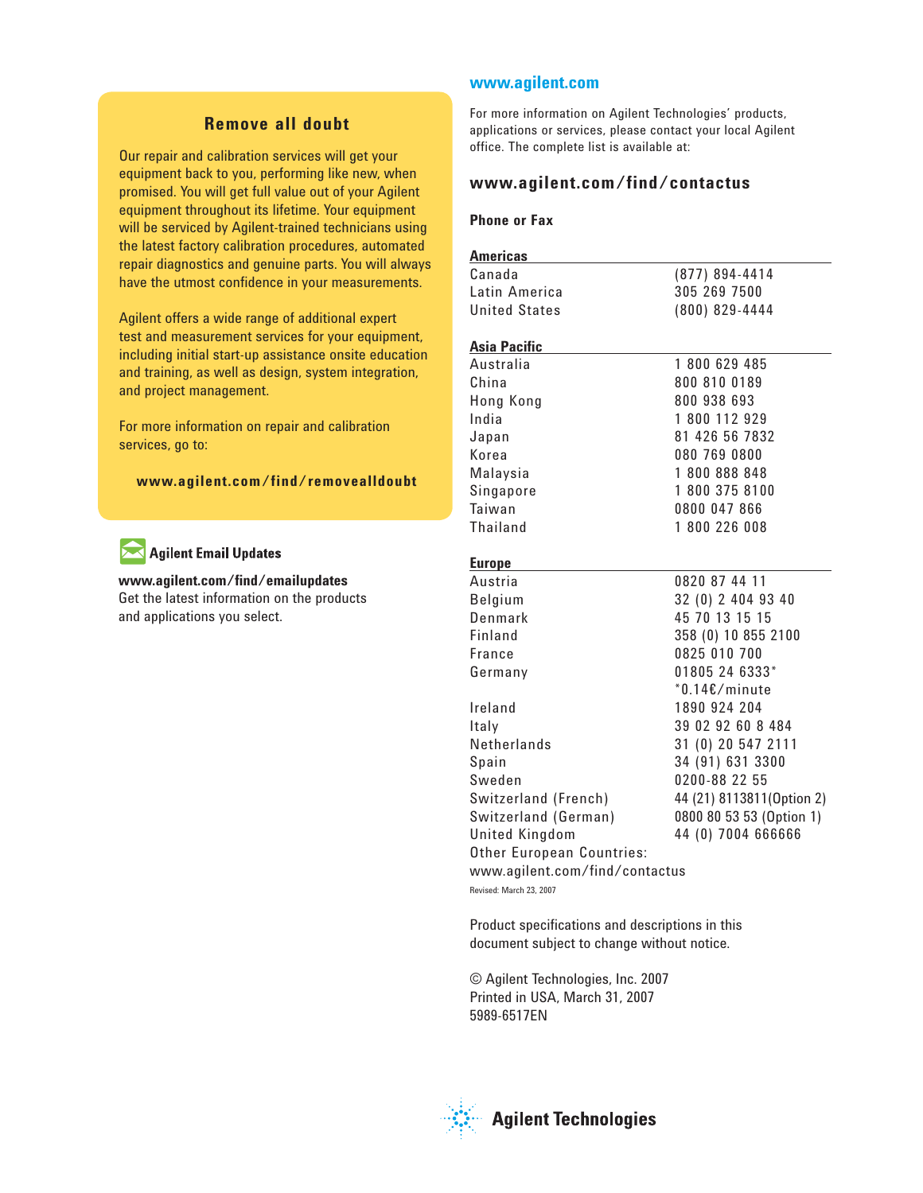## Remove all doubt

Our repair and calibration services will get your equipment back to you, performing like new, when promised. You will get full value out of your Agilent equipment throughout its lifetime. Your equipment will be serviced by Agilent-trained technicians using the latest factory calibration procedures, automated repair diagnostics and genuine parts. You will always have the utmost confidence in your measurements.

Agilent offers a wide range of additional expert test and measurement services for your equipment, including initial start-up assistance onsite education and training, as well as design, system integration, and project management.

For more information on repair and calibration services, go to:

**www.agilent.com/find/removealldoubt**

**Agilent Email Updates**

**www.agilent.com/find/emailupdates**
Get the latest information on the products and applications you select.

## www.agilent.com

For more information on Agilent Technologies' products, applications or services, please contact your local Agilent office. The complete list is available at:

**www.agilent.com/find/contactus**

**Phone or Fax**

| **Americas** | |
|---|---|
| Canada | (877) 894-4414 |
| Latin America | 305 269 7500 |
| United States | (800) 829-4444 |

| **Asia Pacific** | |
|---|---|
| Australia | 1 800 629 485 |
| China | 800 810 0189 |
| Hong Kong | 800 938 693 |
| India | 1 800 112 929 |
| Japan | 81 426 56 7832 |
| Korea | 080 769 0800 |
| Malaysia | 1 800 888 848 |
| Singapore | 1 800 375 8100 |
| Taiwan | 0800 047 866 |
| Thailand | 1 800 226 008 |

| **Europe** | |
|---|---|
| Austria | 0820 87 44 11 |
| Belgium | 32 (0) 2 404 93 40 |
| Denmark | 45 70 13 15 15 |
| Finland | 358 (0) 10 855 2100 |
| France | 0825 010 700 |
| Germany | 01805 24 6333* *0.14€/minute |
| Ireland | 1890 924 204 |
| Italy | 39 02 92 60 8 484 |
| Netherlands | 31 (0) 20 547 2111 |
| Spain | 34 (91) 631 3300 |
| Sweden | 0200-88 22 55 |
| Switzerland (French) | 44 (21) 8113811(Option 2) |
| Switzerland (German) | 0800 80 53 53 (Option 1) |
| United Kingdom | 44 (0) 7004 666666 |

Other European Countries:
www.agilent.com/find/contactus

Revised: March 23, 2007

Product specifications and descriptions in this document subject to change without notice.

© Agilent Technologies, Inc. 2007
Printed in USA, March 31, 2007
5989-6517EN

**Agilent Technologies**